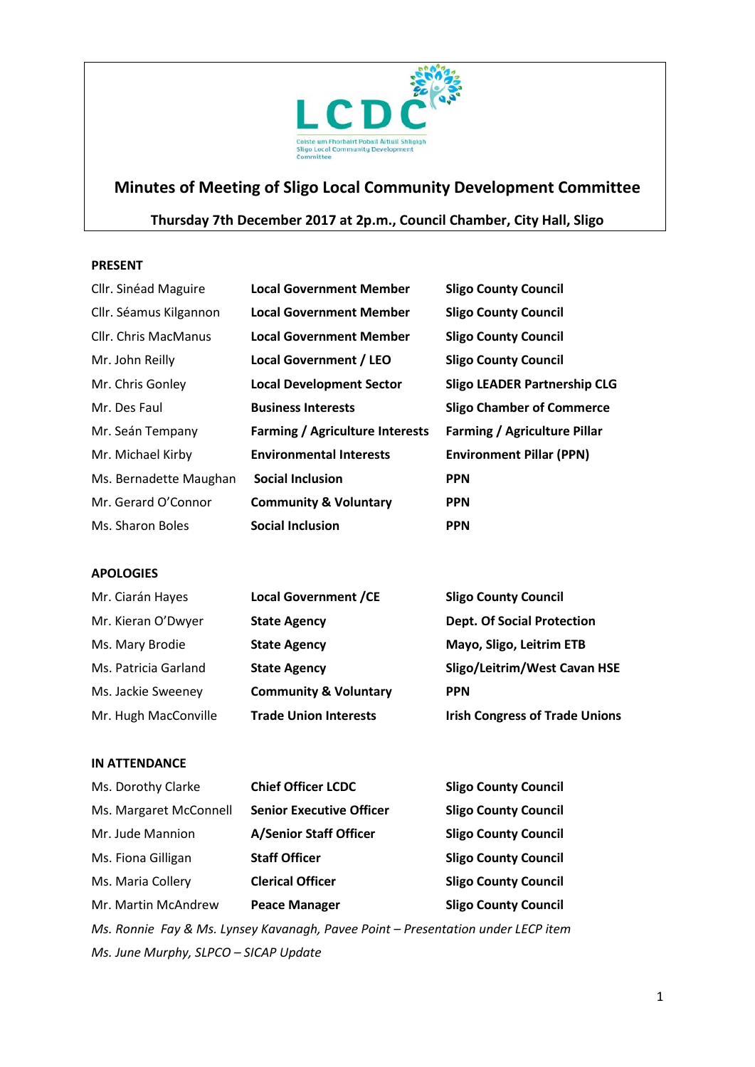LCDC

Coiste um Fhorbairt Pobail Áitiúil Shligigh
Sligo Local Community Development Committee

# Minutes of Meeting of Sligo Local Community Development Committee

**Thursday 7th December 2017 at 2p.m., Council Chamber, City Hall, Sligo**

## PRESENT

| | | |
|---|---|---|
| Cllr. Sinéad Maguire | **Local Government Member** | **Sligo County Council** |
| Cllr. Séamus Kilgannon | **Local Government Member** | **Sligo County Council** |
| Cllr. Chris MacManus | **Local Government Member** | **Sligo County Council** |
| Mr. John Reilly | **Local Government / LEO** | **Sligo County Council** |
| Mr. Chris Gonley | **Local Development Sector** | **Sligo LEADER Partnership CLG** |
| Mr. Des Faul | **Business Interests** | **Sligo Chamber of Commerce** |
| Mr. Seán Tempany | **Farming / Agriculture Interests** | **Farming / Agriculture Pillar** |
| Mr. Michael Kirby | **Environmental Interests** | **Environment Pillar (PPN)** |
| Ms. Bernadette Maughan | **Social Inclusion** | **PPN** |
| Mr. Gerard O'Connor | **Community & Voluntary** | **PPN** |
| Ms. Sharon Boles | **Social Inclusion** | **PPN** |

## APOLOGIES

| | | |
|---|---|---|
| Mr. Ciarán Hayes | **Local Government /CE** | **Sligo County Council** |
| Mr. Kieran O'Dwyer | **State Agency** | **Dept. Of Social Protection** |
| Ms. Mary Brodie | **State Agency** | **Mayo, Sligo, Leitrim ETB** |
| Ms. Patricia Garland | **State Agency** | **Sligo/Leitrim/West Cavan HSE** |
| Ms. Jackie Sweeney | **Community & Voluntary** | **PPN** |
| Mr. Hugh MacConville | **Trade Union Interests** | **Irish Congress of Trade Unions** |

## IN ATTENDANCE

| | | |
|---|---|---|
| Ms. Dorothy Clarke | **Chief Officer LCDC** | **Sligo County Council** |
| Ms. Margaret McConnell | **Senior Executive Officer** | **Sligo County Council** |
| Mr. Jude Mannion | **A/Senior Staff Officer** | **Sligo County Council** |
| Ms. Fiona Gilligan | **Staff Officer** | **Sligo County Council** |
| Ms. Maria Collery | **Clerical Officer** | **Sligo County Council** |
| Mr. Martin McAndrew | **Peace Manager** | **Sligo County Council** |

*Ms. Ronnie Fay & Ms. Lynsey Kavanagh, Pavee Point – Presentation under LECP item*

*Ms. June Murphy, SLPCO – SICAP Update*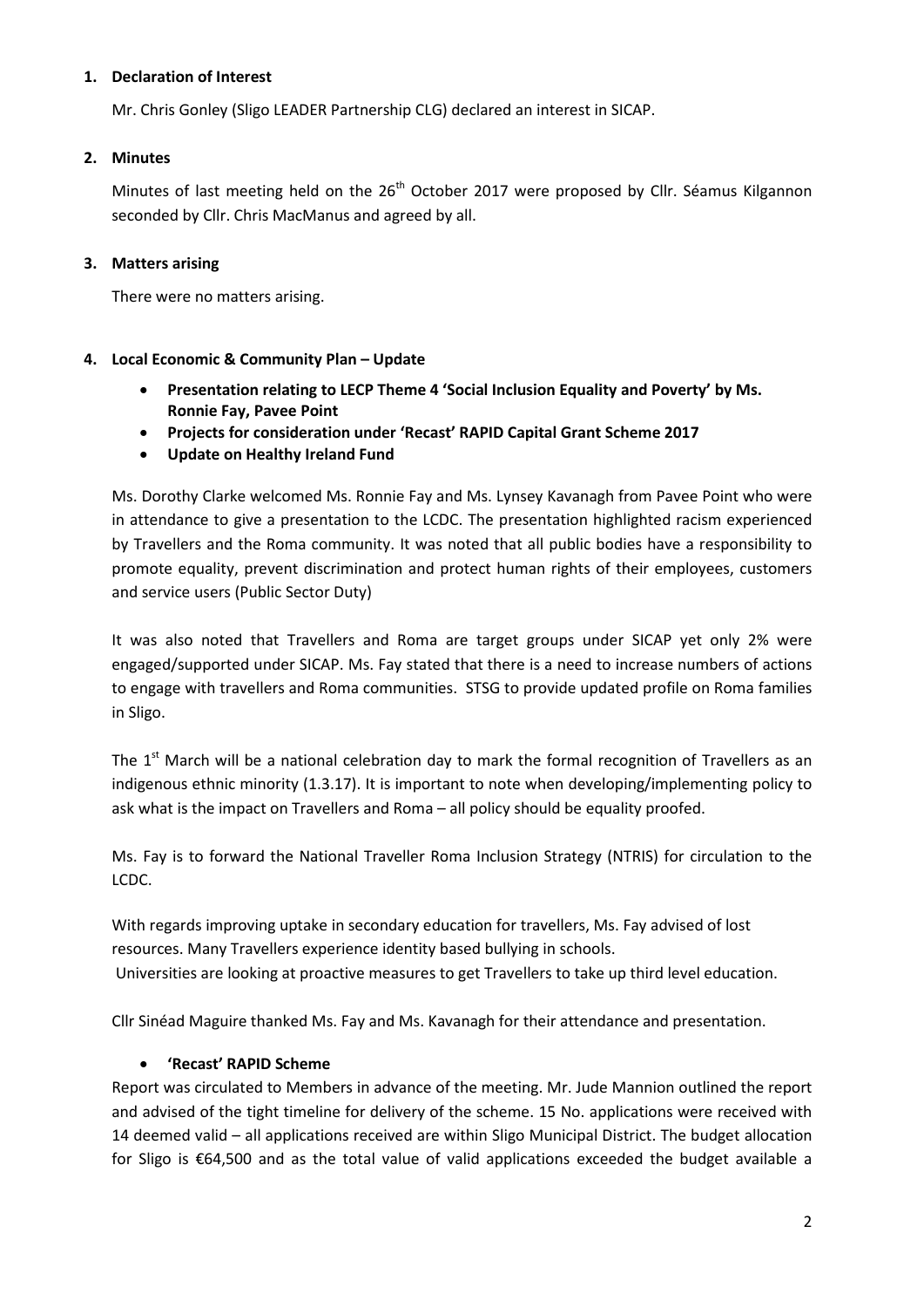1. **Declaration of Interest**

   Mr. Chris Gonley (Sligo LEADER Partnership CLG) declared an interest in SICAP.

2. **Minutes**

   Minutes of last meeting held on the 26th October 2017 were proposed by Cllr. Séamus Kilgannon seconded by Cllr. Chris MacManus and agreed by all.

3. **Matters arising**

   There were no matters arising.

4. **Local Economic & Community Plan – Update**

   - **Presentation relating to LECP Theme 4 'Social Inclusion Equality and Poverty' by Ms. Ronnie Fay, Pavee Point**
   - **Projects for consideration under 'Recast' RAPID Capital Grant Scheme 2017**
   - **Update on Healthy Ireland Fund**

   Ms. Dorothy Clarke welcomed Ms. Ronnie Fay and Ms. Lynsey Kavanagh from Pavee Point who were in attendance to give a presentation to the LCDC. The presentation highlighted racism experienced by Travellers and the Roma community. It was noted that all public bodies have a responsibility to promote equality, prevent discrimination and protect human rights of their employees, customers and service users (Public Sector Duty)

   It was also noted that Travellers and Roma are target groups under SICAP yet only 2% were engaged/supported under SICAP. Ms. Fay stated that there is a need to increase numbers of actions to engage with travellers and Roma communities. STSG to provide updated profile on Roma families in Sligo.

   The 1st March will be a national celebration day to mark the formal recognition of Travellers as an indigenous ethnic minority (1.3.17). It is important to note when developing/implementing policy to ask what is the impact on Travellers and Roma – all policy should be equality proofed.

   Ms. Fay is to forward the National Traveller Roma Inclusion Strategy (NTRIS) for circulation to the LCDC.

   With regards improving uptake in secondary education for travellers, Ms. Fay advised of lost resources. Many Travellers experience identity based bullying in schools. Universities are looking at proactive measures to get Travellers to take up third level education.

   Cllr Sinéad Maguire thanked Ms. Fay and Ms. Kavanagh for their attendance and presentation.

   - **'Recast' RAPID Scheme**

   Report was circulated to Members in advance of the meeting. Mr. Jude Mannion outlined the report and advised of the tight timeline for delivery of the scheme. 15 No. applications were received with 14 deemed valid – all applications received are within Sligo Municipal District. The budget allocation for Sligo is €64,500 and as the total value of valid applications exceeded the budget available a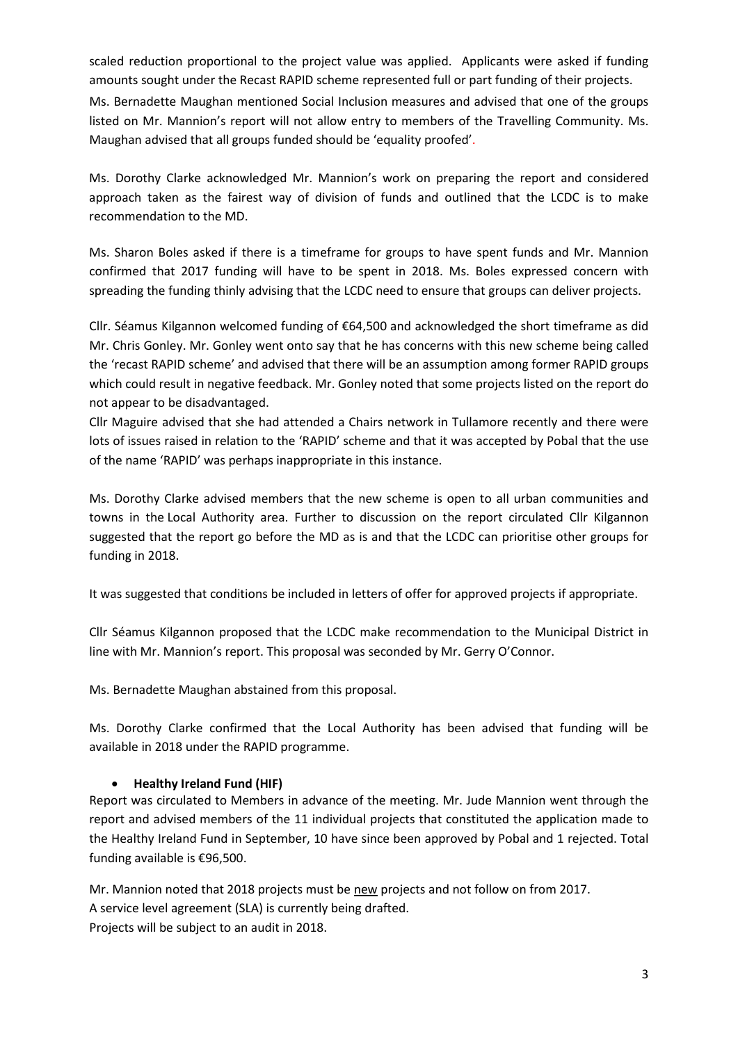scaled reduction proportional to the project value was applied. Applicants were asked if funding amounts sought under the Recast RAPID scheme represented full or part funding of their projects. Ms. Bernadette Maughan mentioned Social Inclusion measures and advised that one of the groups listed on Mr. Mannion's report will not allow entry to members of the Travelling Community. Ms. Maughan advised that all groups funded should be 'equality proofed'.

Ms. Dorothy Clarke acknowledged Mr. Mannion's work on preparing the report and considered approach taken as the fairest way of division of funds and outlined that the LCDC is to make recommendation to the MD.

Ms. Sharon Boles asked if there is a timeframe for groups to have spent funds and Mr. Mannion confirmed that 2017 funding will have to be spent in 2018. Ms. Boles expressed concern with spreading the funding thinly advising that the LCDC need to ensure that groups can deliver projects.

Cllr. Séamus Kilgannon welcomed funding of €64,500 and acknowledged the short timeframe as did Mr. Chris Gonley. Mr. Gonley went onto say that he has concerns with this new scheme being called the 'recast RAPID scheme' and advised that there will be an assumption among former RAPID groups which could result in negative feedback. Mr. Gonley noted that some projects listed on the report do not appear to be disadvantaged.
Cllr Maguire advised that she had attended a Chairs network in Tullamore recently and there were lots of issues raised in relation to the 'RAPID' scheme and that it was accepted by Pobal that the use of the name 'RAPID' was perhaps inappropriate in this instance.

Ms. Dorothy Clarke advised members that the new scheme is open to all urban communities and towns in the Local Authority area. Further to discussion on the report circulated Cllr Kilgannon suggested that the report go before the MD as is and that the LCDC can prioritise other groups for funding in 2018.

It was suggested that conditions be included in letters of offer for approved projects if appropriate.

Cllr Séamus Kilgannon proposed that the LCDC make recommendation to the Municipal District in line with Mr. Mannion's report. This proposal was seconded by Mr. Gerry O'Connor.

Ms. Bernadette Maughan abstained from this proposal.

Ms. Dorothy Clarke confirmed that the Local Authority has been advised that funding will be available in 2018 under the RAPID programme.

- **Healthy Ireland Fund (HIF)**

Report was circulated to Members in advance of the meeting. Mr. Jude Mannion went through the report and advised members of the 11 individual projects that constituted the application made to the Healthy Ireland Fund in September, 10 have since been approved by Pobal and 1 rejected. Total funding available is €96,500.

Mr. Mannion noted that 2018 projects must be new projects and not follow on from 2017.
A service level agreement (SLA) is currently being drafted.
Projects will be subject to an audit in 2018.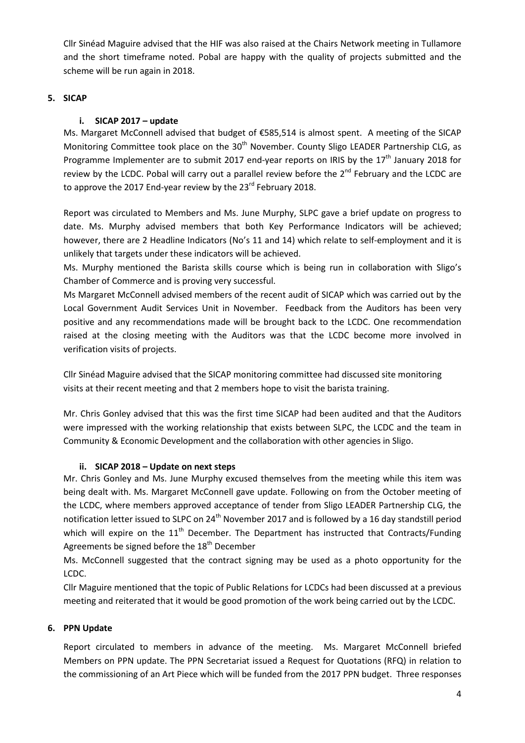Cllr Sinéad Maguire advised that the HIF was also raised at the Chairs Network meeting in Tullamore and the short timeframe noted. Pobal are happy with the quality of projects submitted and the scheme will be run again in 2018.

## 5. SICAP

### i. SICAP 2017 – update

Ms. Margaret McConnell advised that budget of €585,514 is almost spent. A meeting of the SICAP Monitoring Committee took place on the 30th November. County Sligo LEADER Partnership CLG, as Programme Implementer are to submit 2017 end-year reports on IRIS by the 17th January 2018 for review by the LCDC. Pobal will carry out a parallel review before the 2nd February and the LCDC are to approve the 2017 End-year review by the 23rd February 2018.

Report was circulated to Members and Ms. June Murphy, SLPC gave a brief update on progress to date. Ms. Murphy advised members that both Key Performance Indicators will be achieved; however, there are 2 Headline Indicators (No's 11 and 14) which relate to self-employment and it is unlikely that targets under these indicators will be achieved.

Ms. Murphy mentioned the Barista skills course which is being run in collaboration with Sligo's Chamber of Commerce and is proving very successful.

Ms Margaret McConnell advised members of the recent audit of SICAP which was carried out by the Local Government Audit Services Unit in November. Feedback from the Auditors has been very positive and any recommendations made will be brought back to the LCDC. One recommendation raised at the closing meeting with the Auditors was that the LCDC become more involved in verification visits of projects.

Cllr Sinéad Maguire advised that the SICAP monitoring committee had discussed site monitoring visits at their recent meeting and that 2 members hope to visit the barista training.

Mr. Chris Gonley advised that this was the first time SICAP had been audited and that the Auditors were impressed with the working relationship that exists between SLPC, the LCDC and the team in Community & Economic Development and the collaboration with other agencies in Sligo.

### ii. SICAP 2018 – Update on next steps

Mr. Chris Gonley and Ms. June Murphy excused themselves from the meeting while this item was being dealt with. Ms. Margaret McConnell gave update. Following on from the October meeting of the LCDC, where members approved acceptance of tender from Sligo LEADER Partnership CLG, the notification letter issued to SLPC on 24th November 2017 and is followed by a 16 day standstill period which will expire on the 11th December. The Department has instructed that Contracts/Funding Agreements be signed before the 18th December

Ms. McConnell suggested that the contract signing may be used as a photo opportunity for the LCDC.

Cllr Maguire mentioned that the topic of Public Relations for LCDCs had been discussed at a previous meeting and reiterated that it would be good promotion of the work being carried out by the LCDC.

## 6. PPN Update

Report circulated to members in advance of the meeting. Ms. Margaret McConnell briefed Members on PPN update. The PPN Secretariat issued a Request for Quotations (RFQ) in relation to the commissioning of an Art Piece which will be funded from the 2017 PPN budget. Three responses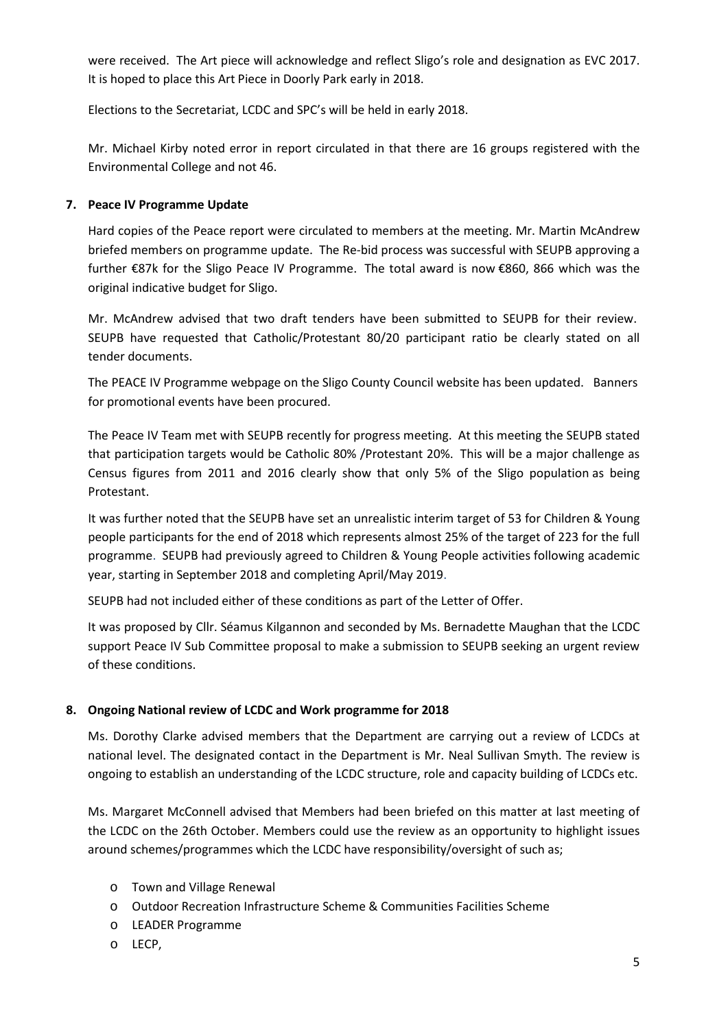were received. The Art piece will acknowledge and reflect Sligo's role and designation as EVC 2017. It is hoped to place this Art Piece in Doorly Park early in 2018.

Elections to the Secretariat, LCDC and SPC's will be held in early 2018.

Mr. Michael Kirby noted error in report circulated in that there are 16 groups registered with the Environmental College and not 46.

**7. Peace IV Programme Update**

Hard copies of the Peace report were circulated to members at the meeting. Mr. Martin McAndrew briefed members on programme update. The Re-bid process was successful with SEUPB approving a further €87k for the Sligo Peace IV Programme. The total award is now €860, 866 which was the original indicative budget for Sligo.

Mr. McAndrew advised that two draft tenders have been submitted to SEUPB for their review. SEUPB have requested that Catholic/Protestant 80/20 participant ratio be clearly stated on all tender documents.

The PEACE IV Programme webpage on the Sligo County Council website has been updated. Banners for promotional events have been procured.

The Peace IV Team met with SEUPB recently for progress meeting. At this meeting the SEUPB stated that participation targets would be Catholic 80% /Protestant 20%. This will be a major challenge as Census figures from 2011 and 2016 clearly show that only 5% of the Sligo population as being Protestant.

It was further noted that the SEUPB have set an unrealistic interim target of 53 for Children & Young people participants for the end of 2018 which represents almost 25% of the target of 223 for the full programme. SEUPB had previously agreed to Children & Young People activities following academic year, starting in September 2018 and completing April/May 2019.

SEUPB had not included either of these conditions as part of the Letter of Offer.

It was proposed by Cllr. Séamus Kilgannon and seconded by Ms. Bernadette Maughan that the LCDC support Peace IV Sub Committee proposal to make a submission to SEUPB seeking an urgent review of these conditions.

**8. Ongoing National review of LCDC and Work programme for 2018**

Ms. Dorothy Clarke advised members that the Department are carrying out a review of LCDCs at national level. The designated contact in the Department is Mr. Neal Sullivan Smyth. The review is ongoing to establish an understanding of the LCDC structure, role and capacity building of LCDCs etc.

Ms. Margaret McConnell advised that Members had been briefed on this matter at last meeting of the LCDC on the 26th October. Members could use the review as an opportunity to highlight issues around schemes/programmes which the LCDC have responsibility/oversight of such as;

- Town and Village Renewal
- Outdoor Recreation Infrastructure Scheme & Communities Facilities Scheme
- LEADER Programme
- LECP,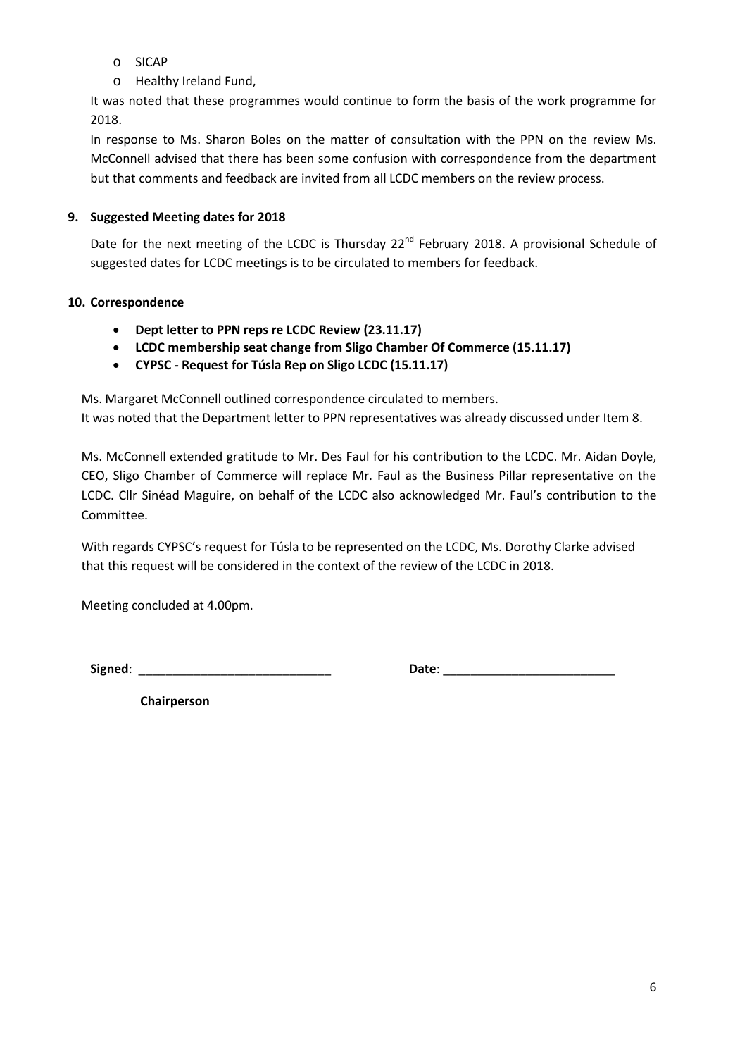- SICAP
- Healthy Ireland Fund,

It was noted that these programmes would continue to form the basis of the work programme for 2018.

In response to Ms. Sharon Boles on the matter of consultation with the PPN on the review Ms. McConnell advised that there has been some confusion with correspondence from the department but that comments and feedback are invited from all LCDC members on the review process.

**9. Suggested Meeting dates for 2018**

Date for the next meeting of the LCDC is Thursday 22nd February 2018. A provisional Schedule of suggested dates for LCDC meetings is to be circulated to members for feedback.

**10. Correspondence**

- **Dept letter to PPN reps re LCDC Review (23.11.17)**
- **LCDC membership seat change from Sligo Chamber Of Commerce (15.11.17)**
- **CYPSC - Request for Túsla Rep on Sligo LCDC (15.11.17)**

Ms. Margaret McConnell outlined correspondence circulated to members.
It was noted that the Department letter to PPN representatives was already discussed under Item 8.

Ms. McConnell extended gratitude to Mr. Des Faul for his contribution to the LCDC. Mr. Aidan Doyle, CEO, Sligo Chamber of Commerce will replace Mr. Faul as the Business Pillar representative on the LCDC. Cllr Sinéad Maguire, on behalf of the LCDC also acknowledged Mr. Faul's contribution to the Committee.

With regards CYPSC's request for Túsla to be represented on the LCDC, Ms. Dorothy Clarke advised that this request will be considered in the context of the review of the LCDC in 2018.

Meeting concluded at 4.00pm.

**Signed**: ___________________________ **Date**: _________________________

**Chairperson**